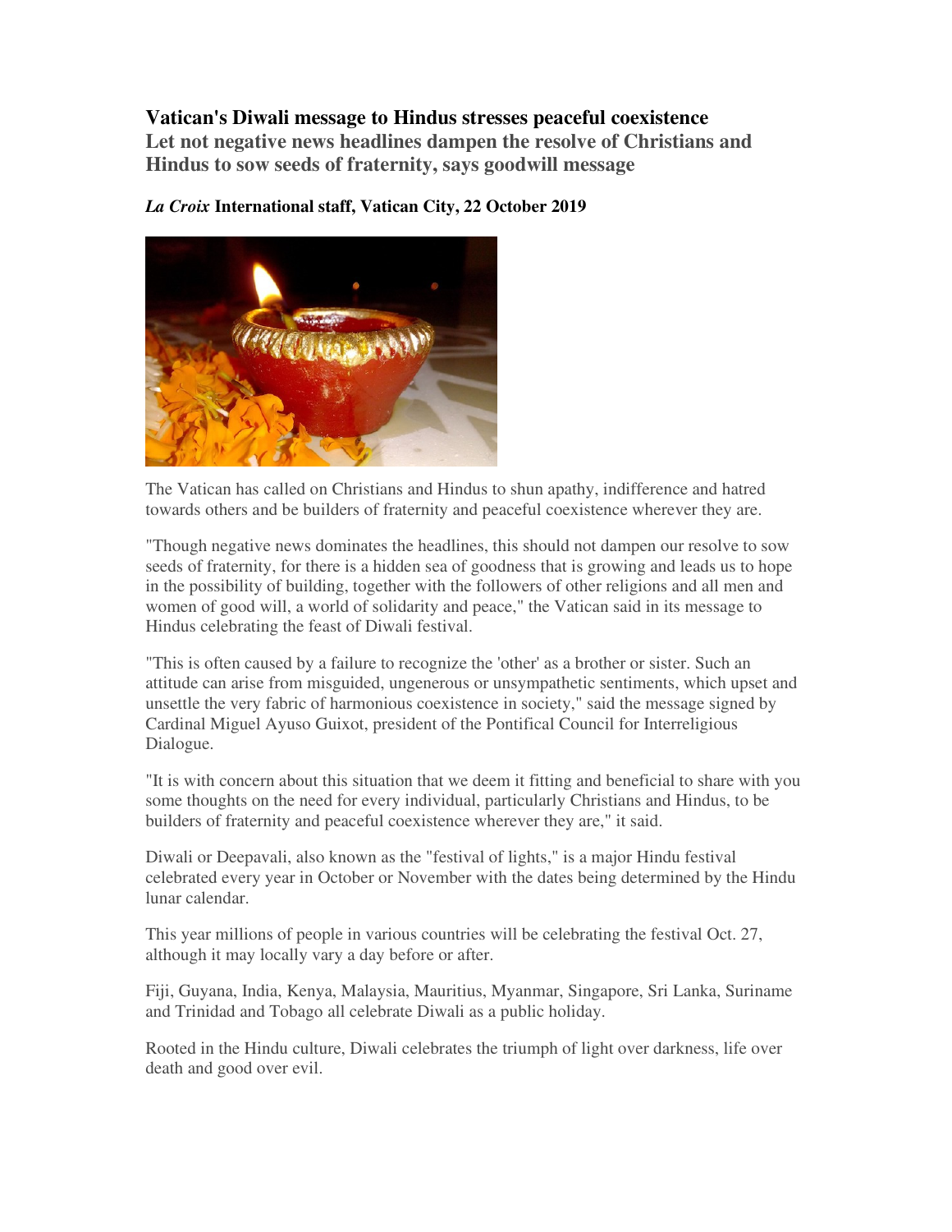# Vatican's Diwali message to Hindus stresses peaceful coexistence

## Let not negative news headlines dampen the resolve of Christians and Hindus to sow seeds of fraternity, says goodwill message

***La Croix* International staff, Vatican City, 22 October 2019**

The Vatican has called on Christians and Hindus to shun apathy, indifference and hatred towards others and be builders of fraternity and peaceful coexistence wherever they are.

"Though negative news dominates the headlines, this should not dampen our resolve to sow seeds of fraternity, for there is a hidden sea of goodness that is growing and leads us to hope in the possibility of building, together with the followers of other religions and all men and women of good will, a world of solidarity and peace," the Vatican said in its message to Hindus celebrating the feast of Diwali festival.

"This is often caused by a failure to recognize the 'other' as a brother or sister. Such an attitude can arise from misguided, ungenerous or unsympathetic sentiments, which upset and unsettle the very fabric of harmonious coexistence in society," said the message signed by Cardinal Miguel Ayuso Guixot, president of the Pontifical Council for Interreligious Dialogue.

"It is with concern about this situation that we deem it fitting and beneficial to share with you some thoughts on the need for every individual, particularly Christians and Hindus, to be builders of fraternity and peaceful coexistence wherever they are," it said.

Diwali or Deepavali, also known as the "festival of lights," is a major Hindu festival celebrated every year in October or November with the dates being determined by the Hindu lunar calendar.

This year millions of people in various countries will be celebrating the festival Oct. 27, although it may locally vary a day before or after.

Fiji, Guyana, India, Kenya, Malaysia, Mauritius, Myanmar, Singapore, Sri Lanka, Suriname and Trinidad and Tobago all celebrate Diwali as a public holiday.

Rooted in the Hindu culture, Diwali celebrates the triumph of light over darkness, life over death and good over evil.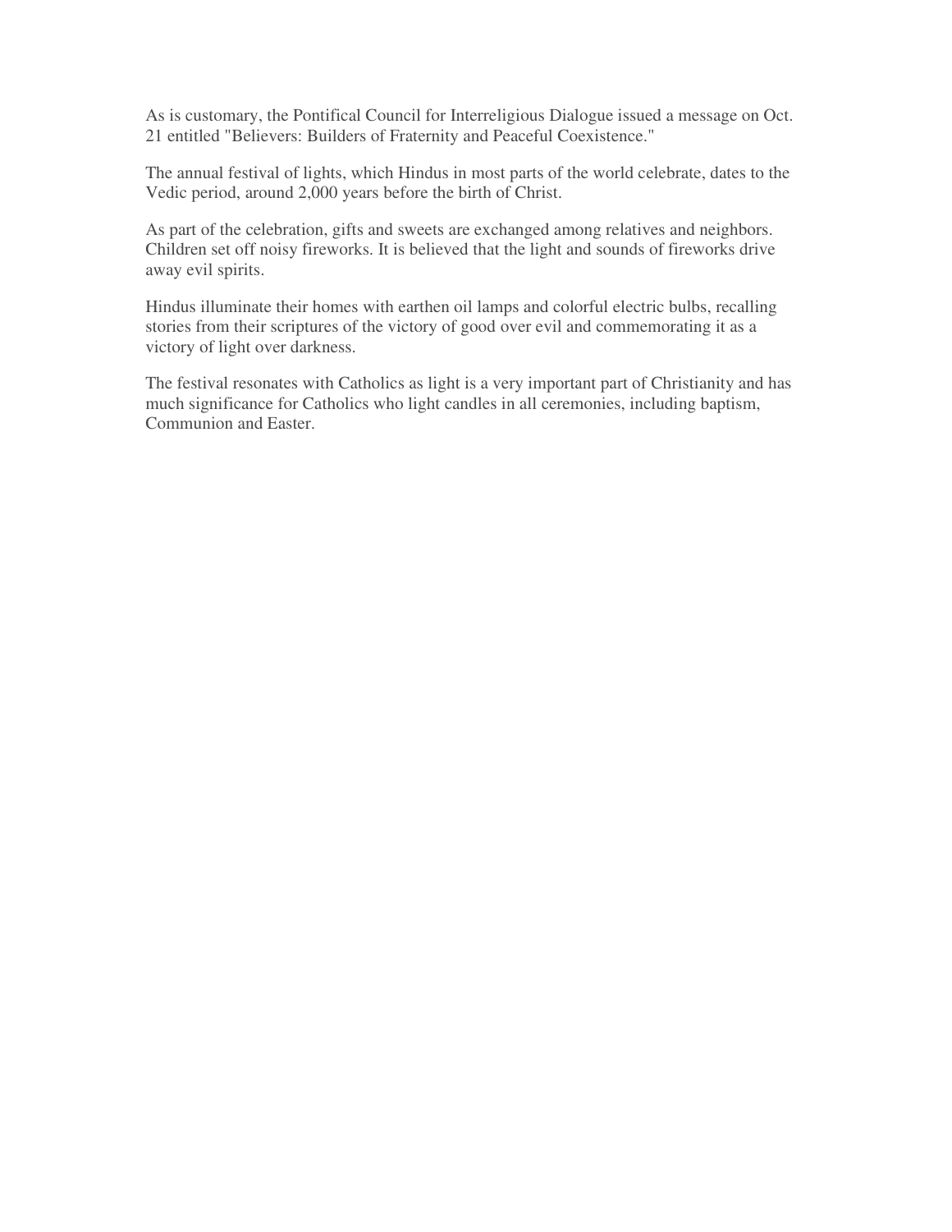As is customary, the Pontifical Council for Interreligious Dialogue issued a message on Oct. 21 entitled "Believers: Builders of Fraternity and Peaceful Coexistence."

The annual festival of lights, which Hindus in most parts of the world celebrate, dates to the Vedic period, around 2,000 years before the birth of Christ.

As part of the celebration, gifts and sweets are exchanged among relatives and neighbors. Children set off noisy fireworks. It is believed that the light and sounds of fireworks drive away evil spirits.

Hindus illuminate their homes with earthen oil lamps and colorful electric bulbs, recalling stories from their scriptures of the victory of good over evil and commemorating it as a victory of light over darkness.

The festival resonates with Catholics as light is a very important part of Christianity and has much significance for Catholics who light candles in all ceremonies, including baptism, Communion and Easter.